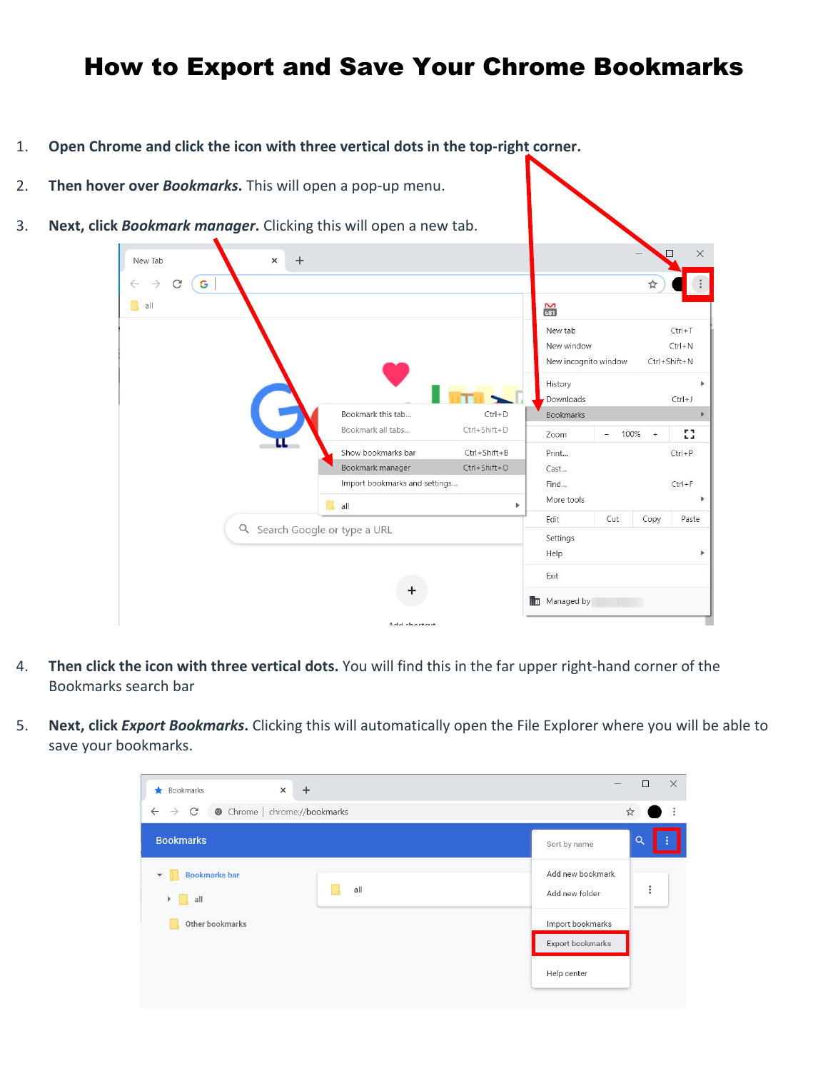# How to Export and Save Your Chrome Bookmarks

1. **Open Chrome and click the icon with three vertical dots in the top-right corner.**

2. **Then hover over *Bookmarks*.** This will open a pop-up menu.

3. **Next, click *Bookmark manager*.** Clicking this will open a new tab.

4. **Then click the icon with three vertical dots.** You will find this in the far upper right-hand corner of the Bookmarks search bar

5. **Next, click *Export Bookmarks*.** Clicking this will automatically open the File Explorer where you will be able to save your bookmarks.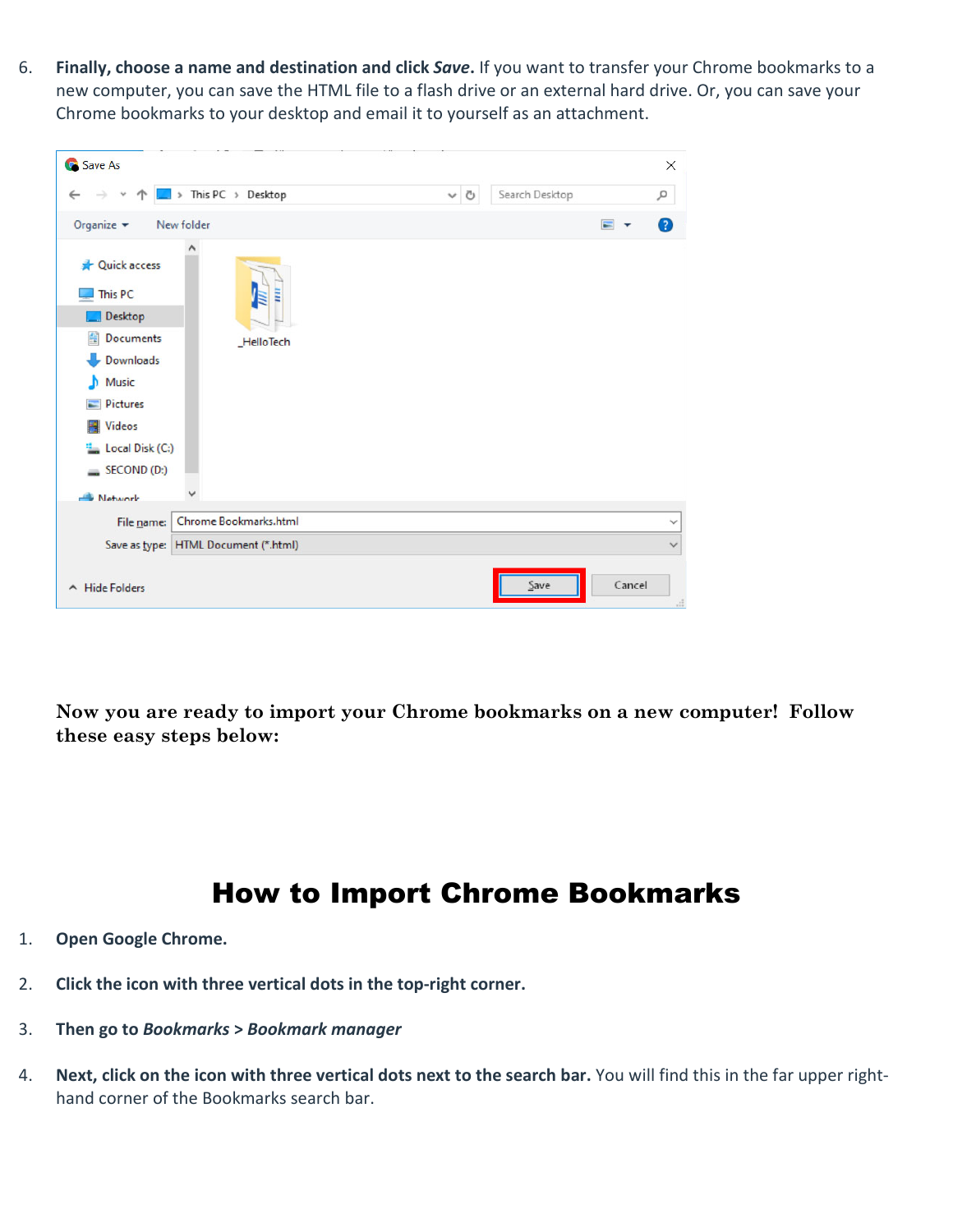6. **Finally, choose a name and destination and click *Save*.** If you want to transfer your Chrome bookmarks to a new computer, you can save the HTML file to a flash drive or an external hard drive. Or, you can save your Chrome bookmarks to your desktop and email it to yourself as an attachment.

**Now you are ready to import your Chrome bookmarks on a new computer! Follow these easy steps below:**

# How to Import Chrome Bookmarks

1. **Open Google Chrome.**
2. **Click the icon with three vertical dots in the top-right corner.**
3. **Then go to *Bookmarks* > *Bookmark manager***
4. **Next, click on the icon with three vertical dots next to the search bar.** You will find this in the far upper right-hand corner of the Bookmarks search bar.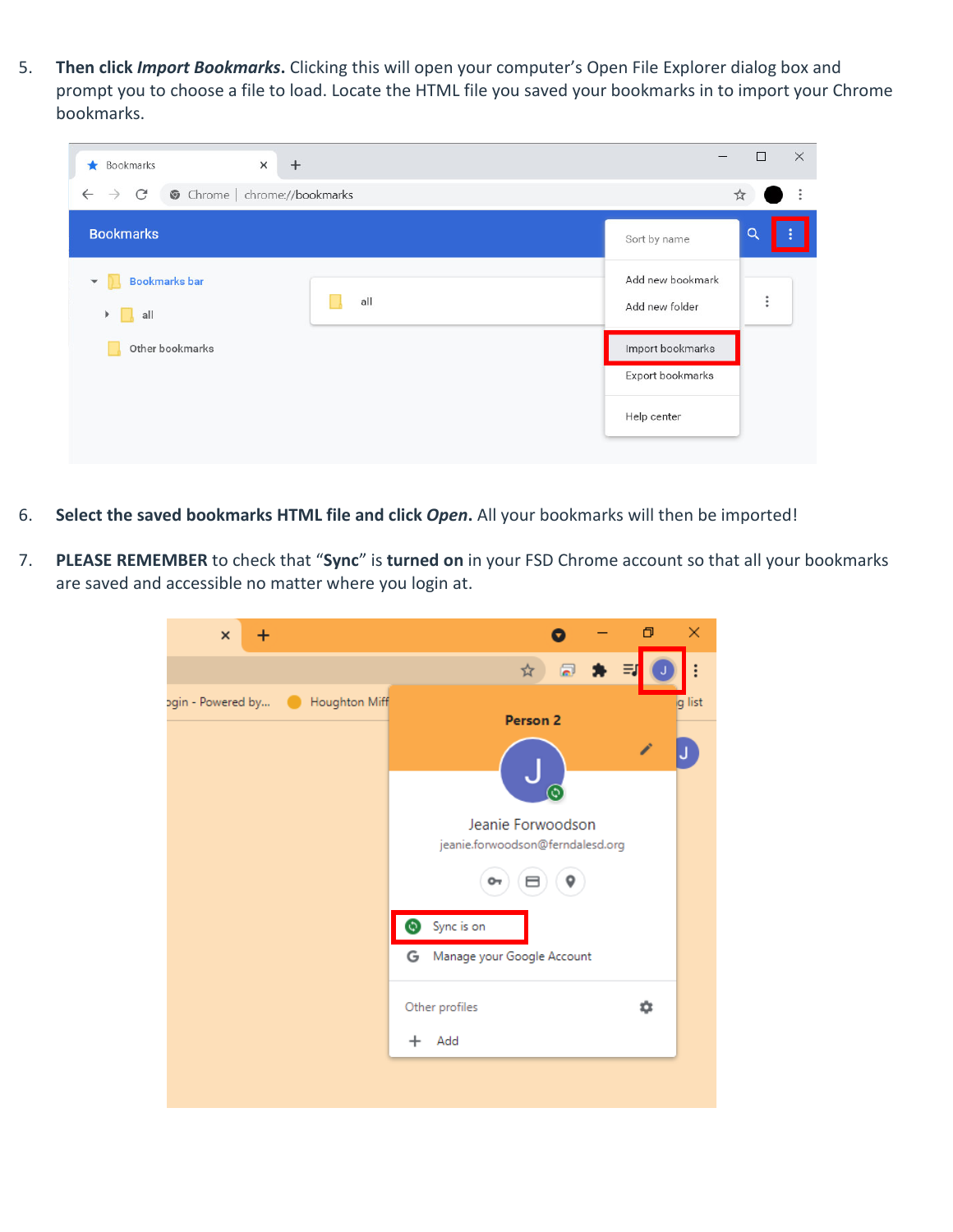5. **Then click *Import Bookmarks*.** Clicking this will open your computer's Open File Explorer dialog box and prompt you to choose a file to load. Locate the HTML file you saved your bookmarks in to import your Chrome bookmarks.

6. **Select the saved bookmarks HTML file and click *Open*.** All your bookmarks will then be imported!

7. **PLEASE REMEMBER** to check that "**Sync**" is **turned on** in your FSD Chrome account so that all your bookmarks are saved and accessible no matter where you login at.